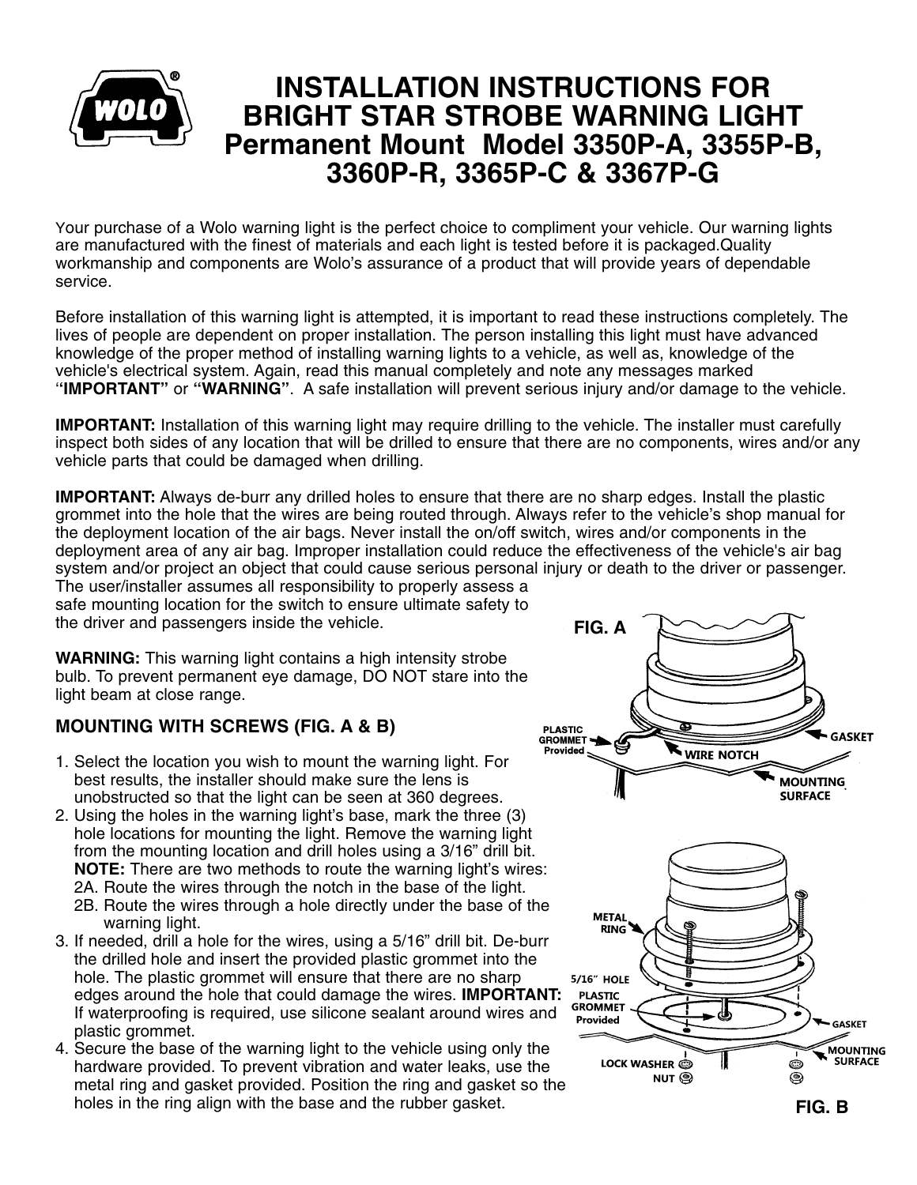# INSTALLATION INSTRUCTIONS FOR BRIGHT STAR STROBE WARNING LIGHT Permanent Mount Model 3350P-A, 3355P-B, 3360P-R, 3365P-C & 3367P-G

Your purchase of a Wolo warning light is the perfect choice to compliment your vehicle. Our warning lights are manufactured with the finest of materials and each light is tested before it is packaged.Quality workmanship and components are Wolo's assurance of a product that will provide years of dependable service.

Before installation of this warning light is attempted, it is important to read these instructions completely. The lives of people are dependent on proper installation. The person installing this light must have advanced knowledge of the proper method of installing warning lights to a vehicle, as well as, knowledge of the vehicle's electrical system. Again, read this manual completely and note any messages marked "**IMPORTANT**" or **"WARNING"**. A safe installation will prevent serious injury and/or damage to the vehicle.

**IMPORTANT:** Installation of this warning light may require drilling to the vehicle. The installer must carefully inspect both sides of any location that will be drilled to ensure that there are no components, wires and/or any vehicle parts that could be damaged when drilling.

**IMPORTANT:** Always de-burr any drilled holes to ensure that there are no sharp edges. Install the plastic grommet into the hole that the wires are being routed through. Always refer to the vehicle's shop manual for the deployment location of the air bags. Never install the on/off switch, wires and/or components in the deployment area of any air bag. Improper installation could reduce the effectiveness of the vehicle's air bag system and/or project an object that could cause serious personal injury or death to the driver or passenger. The user/installer assumes all responsibility to properly assess a safe mounting location for the switch to ensure ultimate safety to the driver and passengers inside the vehicle.

**WARNING:** This warning light contains a high intensity strobe bulb. To prevent permanent eye damage, DO NOT stare into the light beam at close range.

### MOUNTING WITH SCREWS (FIG. A & B)

1. Select the location you wish to mount the warning light. For best results, the installer should make sure the lens is unobstructed so that the light can be seen at 360 degrees.
2. Using the holes in the warning light's base, mark the three (3) hole locations for mounting the light. Remove the warning light from the mounting location and drill holes using a 3/16" drill bit. **NOTE:** There are two methods to route the warning light's wires:
   2A. Route the wires through the notch in the base of the light.
   2B. Route the wires through a hole directly under the base of the warning light.
3. If needed, drill a hole for the wires, using a 5/16" drill bit. De-burr the drilled hole and insert the provided plastic grommet into the hole. The plastic grommet will ensure that there are no sharp edges around the hole that could damage the wires. **IMPORTANT:** If waterproofing is required, use silicone sealant around wires and plastic grommet.
4. Secure the base of the warning light to the vehicle using only the hardware provided. To prevent vibration and water leaks, use the metal ring and gasket provided. Position the ring and gasket so the holes in the ring align with the base and the rubber gasket.

FIG. A

PLASTIC GROMMET Provided — WIRE NOTCH — GASKET — MOUNTING SURFACE

FIG. B

METAL RING — 5/16" HOLE — PLASTIC GROMMET Provided — GASKET — MOUNTING SURFACE — LOCK WASHER — NUT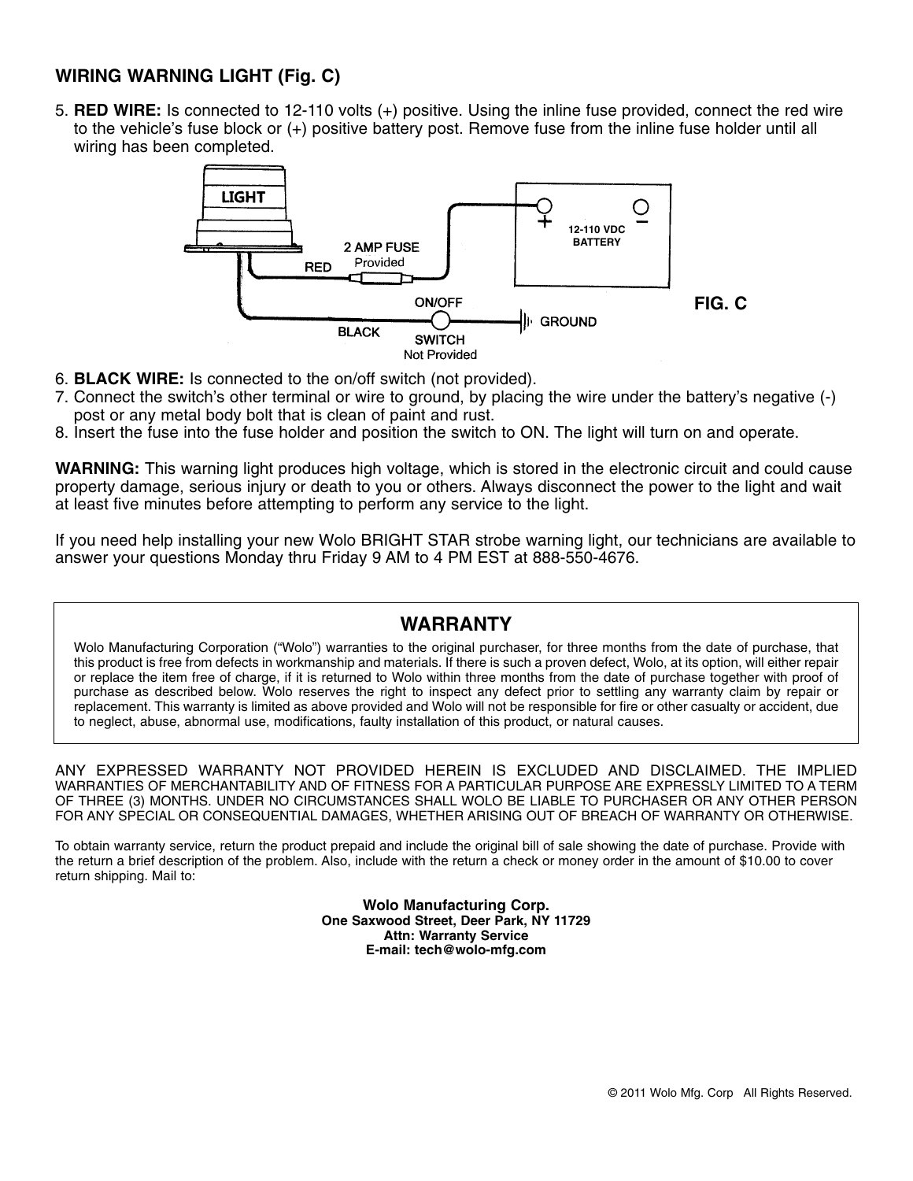**WIRING WARNING LIGHT (Fig. C)**

5. **RED WIRE:** Is connected to 12-110 volts (+) positive. Using the inline fuse provided, connect the red wire to the vehicle's fuse block or (+) positive battery post. Remove fuse from the inline fuse holder until all wiring has been completed.

LIGHT

2 AMP FUSE
Provided

RED

12-110 VDC
BATTERY

ON/OFF

GROUND

BLACK

SWITCH
Not Provided

**FIG. C**

6. **BLACK WIRE:** Is connected to the on/off switch (not provided).
7. Connect the switch's other terminal or wire to ground, by placing the wire under the battery's negative (-) post or any metal body bolt that is clean of paint and rust.
8. Insert the fuse into the fuse holder and position the switch to ON. The light will turn on and operate.

**WARNING:** This warning light produces high voltage, which is stored in the electronic circuit and could cause property damage, serious injury or death to you or others. Always disconnect the power to the light and wait at least five minutes before attempting to perform any service to the light.

If you need help installing your new Wolo BRIGHT STAR strobe warning light, our technicians are available to answer your questions Monday thru Friday 9 AM to 4 PM EST at 888-550-4676.

## WARRANTY

Wolo Manufacturing Corporation ("Wolo") warranties to the original purchaser, for three months from the date of purchase, that this product is free from defects in workmanship and materials. If there is such a proven defect, Wolo, at its option, will either repair or replace the item free of charge, if it is returned to Wolo within three months from the date of purchase together with proof of purchase as described below. Wolo reserves the right to inspect any defect prior to settling any warranty claim by repair or replacement. This warranty is limited as above provided and Wolo will not be responsible for fire or other casualty or accident, due to neglect, abuse, abnormal use, modifications, faulty installation of this product, or natural causes.

ANY EXPRESSED WARRANTY NOT PROVIDED HEREIN IS EXCLUDED AND DISCLAIMED. THE IMPLIED WARRANTIES OF MERCHANTABILITY AND OF FITNESS FOR A PARTICULAR PURPOSE ARE EXPRESSLY LIMITED TO A TERM OF THREE (3) MONTHS. UNDER NO CIRCUMSTANCES SHALL WOLO BE LIABLE TO PURCHASER OR ANY OTHER PERSON FOR ANY SPECIAL OR CONSEQUENTIAL DAMAGES, WHETHER ARISING OUT OF BREACH OF WARRANTY OR OTHERWISE.

To obtain warranty service, return the product prepaid and include the original bill of sale showing the date of purchase. Provide with the return a brief description of the problem. Also, include with the return a check or money order in the amount of $10.00 to cover return shipping. Mail to:

**Wolo Manufacturing Corp.**
**One Saxwood Street, Deer Park, NY 11729**
**Attn: Warranty Service**
**E-mail: tech@wolo-mfg.com**

© 2011 Wolo Mfg. Corp All Rights Reserved.